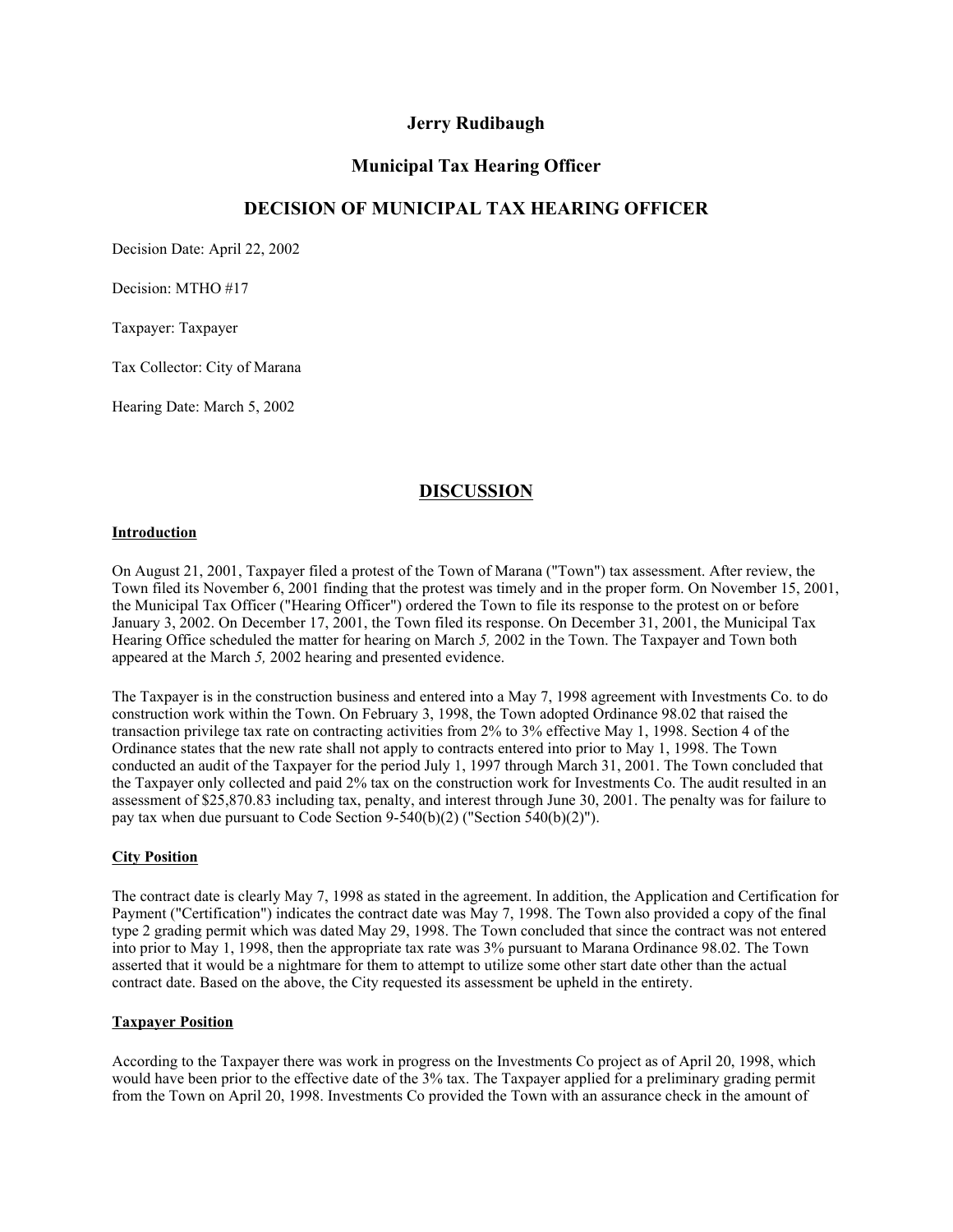# Jerry Rudibaugh

## Municipal Tax Hearing Officer

## DECISION OF MUNICIPAL TAX HEARING OFFICER

Decision Date: April 22, 2002

Decision: MTHO #17

Taxpayer: Taxpayer

Tax Collector: City of Marana

Hearing Date: March 5, 2002

## DISCUSSION

### Introduction

On August 21, 2001, Taxpayer filed a protest of the Town of Marana ("Town") tax assessment. After review, the Town filed its November 6, 2001 finding that the protest was timely and in the proper form. On November 15, 2001, the Municipal Tax Officer ("Hearing Officer") ordered the Town to file its response to the protest on or before January 3, 2002. On December 17, 2001, the Town filed its response. On December 31, 2001, the Municipal Tax Hearing Office scheduled the matter for hearing on March *5,* 2002 in the Town. The Taxpayer and Town both appeared at the March *5,* 2002 hearing and presented evidence.

The Taxpayer is in the construction business and entered into a May 7, 1998 agreement with Investments Co. to do construction work within the Town. On February 3, 1998, the Town adopted Ordinance 98.02 that raised the transaction privilege tax rate on contracting activities from 2% to 3% effective May 1, 1998. Section 4 of the Ordinance states that the new rate shall not apply to contracts entered into prior to May 1, 1998. The Town conducted an audit of the Taxpayer for the period July 1, 1997 through March 31, 2001. The Town concluded that the Taxpayer only collected and paid 2% tax on the construction work for Investments Co. The audit resulted in an assessment of $25,870.83 including tax, penalty, and interest through June 30, 2001. The penalty was for failure to pay tax when due pursuant to Code Section 9-540(b)(2) ("Section 540(b)(2)").

### City Position

The contract date is clearly May 7, 1998 as stated in the agreement. In addition, the Application and Certification for Payment ("Certification") indicates the contract date was May 7, 1998. The Town also provided a copy of the final type 2 grading permit which was dated May 29, 1998. The Town concluded that since the contract was not entered into prior to May 1, 1998, then the appropriate tax rate was 3% pursuant to Marana Ordinance 98.02. The Town asserted that it would be a nightmare for them to attempt to utilize some other start date other than the actual contract date. Based on the above, the City requested its assessment be upheld in the entirety.

### Taxpayer Position

According to the Taxpayer there was work in progress on the Investments Co project as of April 20, 1998, which would have been prior to the effective date of the 3% tax. The Taxpayer applied for a preliminary grading permit from the Town on April 20, 1998. Investments Co provided the Town with an assurance check in the amount of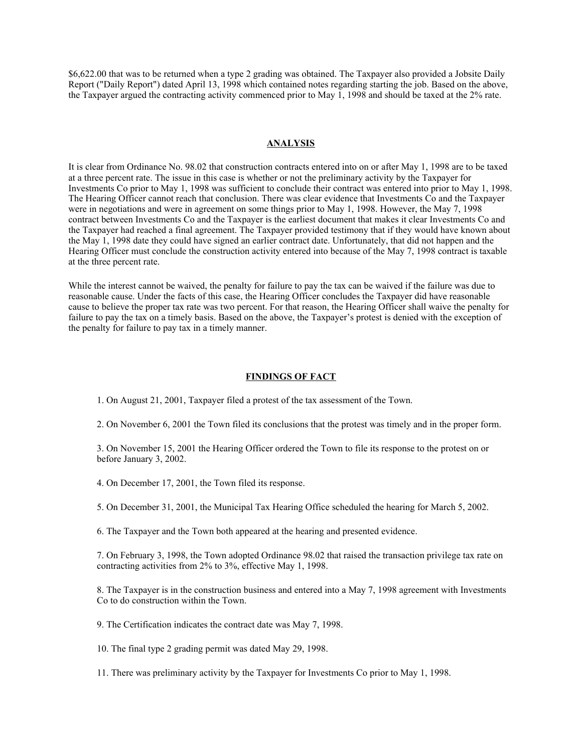$6,622.00 that was to be returned when a type 2 grading was obtained. The Taxpayer also provided a Jobsite Daily Report ("Daily Report") dated April 13, 1998 which contained notes regarding starting the job. Based on the above, the Taxpayer argued the contracting activity commenced prior to May 1, 1998 and should be taxed at the 2% rate.

## ANALYSIS

It is clear from Ordinance No. 98.02 that construction contracts entered into on or after May 1, 1998 are to be taxed at a three percent rate. The issue in this case is whether or not the preliminary activity by the Taxpayer for Investments Co prior to May 1, 1998 was sufficient to conclude their contract was entered into prior to May 1, 1998. The Hearing Officer cannot reach that conclusion. There was clear evidence that Investments Co and the Taxpayer were in negotiations and were in agreement on some things prior to May 1, 1998. However, the May 7, 1998 contract between Investments Co and the Taxpayer is the earliest document that makes it clear Investments Co and the Taxpayer had reached a final agreement. The Taxpayer provided testimony that if they would have known about the May 1, 1998 date they could have signed an earlier contract date. Unfortunately, that did not happen and the Hearing Officer must conclude the construction activity entered into because of the May 7, 1998 contract is taxable at the three percent rate.

While the interest cannot be waived, the penalty for failure to pay the tax can be waived if the failure was due to reasonable cause. Under the facts of this case, the Hearing Officer concludes the Taxpayer did have reasonable cause to believe the proper tax rate was two percent. For that reason, the Hearing Officer shall waive the penalty for failure to pay the tax on a timely basis. Based on the above, the Taxpayer's protest is denied with the exception of the penalty for failure to pay tax in a timely manner.

## FINDINGS OF FACT

1. On August 21, 2001, Taxpayer filed a protest of the tax assessment of the Town.

2. On November 6, 2001 the Town filed its conclusions that the protest was timely and in the proper form.

3. On November 15, 2001 the Hearing Officer ordered the Town to file its response to the protest on or before January 3, 2002.

4. On December 17, 2001, the Town filed its response.

5. On December 31, 2001, the Municipal Tax Hearing Office scheduled the hearing for March 5, 2002.

6. The Taxpayer and the Town both appeared at the hearing and presented evidence.

7. On February 3, 1998, the Town adopted Ordinance 98.02 that raised the transaction privilege tax rate on contracting activities from 2% to 3%, effective May 1, 1998.

8. The Taxpayer is in the construction business and entered into a May 7, 1998 agreement with Investments Co to do construction within the Town.

9. The Certification indicates the contract date was May 7, 1998.

10. The final type 2 grading permit was dated May 29, 1998.

11. There was preliminary activity by the Taxpayer for Investments Co prior to May 1, 1998.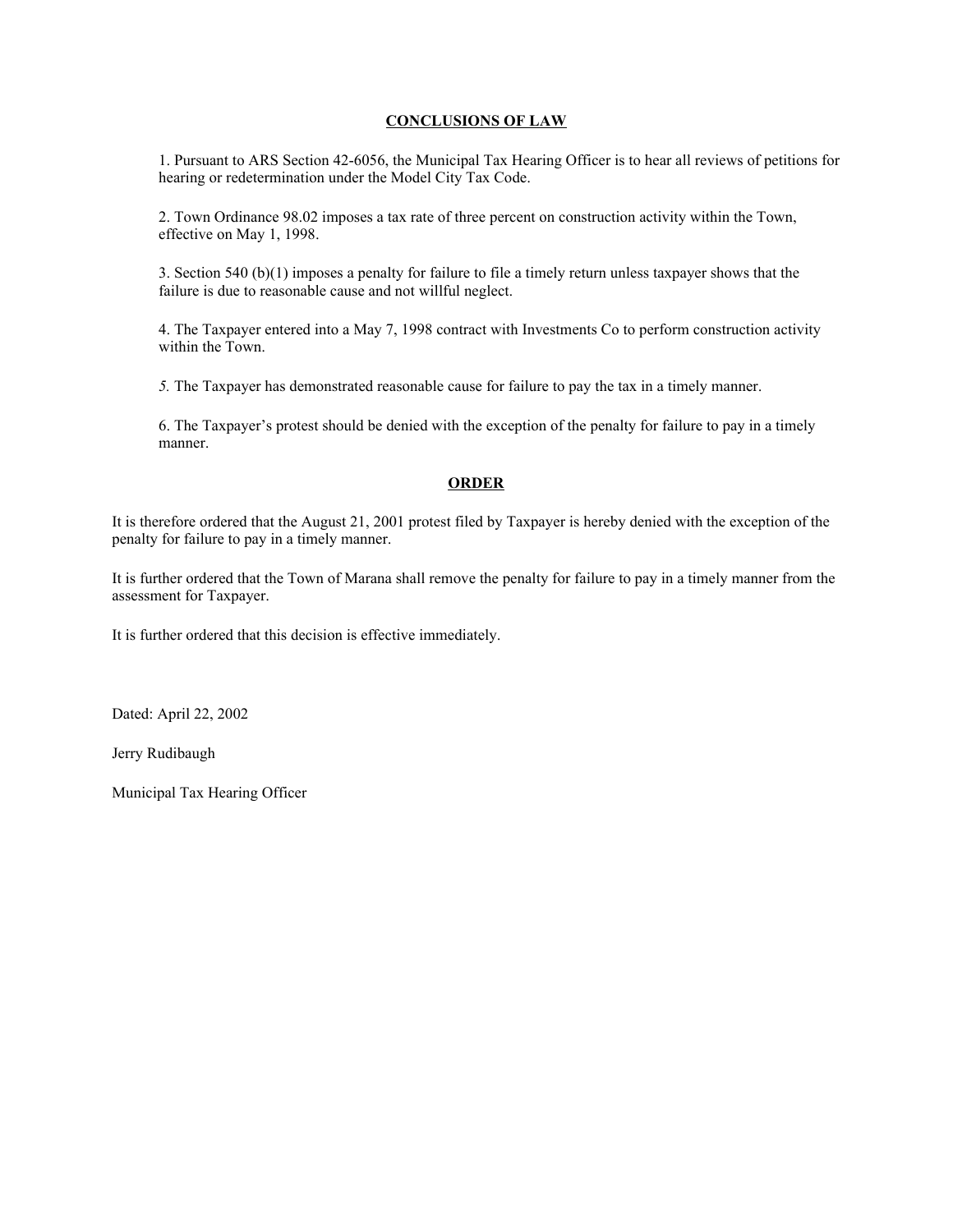## CONCLUSIONS OF LAW

1. Pursuant to ARS Section 42-6056, the Municipal Tax Hearing Officer is to hear all reviews of petitions for hearing or redetermination under the Model City Tax Code.

2. Town Ordinance 98.02 imposes a tax rate of three percent on construction activity within the Town, effective on May 1, 1998.

3. Section 540 (b)(1) imposes a penalty for failure to file a timely return unless taxpayer shows that the failure is due to reasonable cause and not willful neglect.

4. The Taxpayer entered into a May 7, 1998 contract with Investments Co to perform construction activity within the Town.

5. The Taxpayer has demonstrated reasonable cause for failure to pay the tax in a timely manner.

6. The Taxpayer's protest should be denied with the exception of the penalty for failure to pay in a timely manner.

## ORDER

It is therefore ordered that the August 21, 2001 protest filed by Taxpayer is hereby denied with the exception of the penalty for failure to pay in a timely manner.

It is further ordered that the Town of Marana shall remove the penalty for failure to pay in a timely manner from the assessment for Taxpayer.

It is further ordered that this decision is effective immediately.

Dated: April 22, 2002

Jerry Rudibaugh

Municipal Tax Hearing Officer